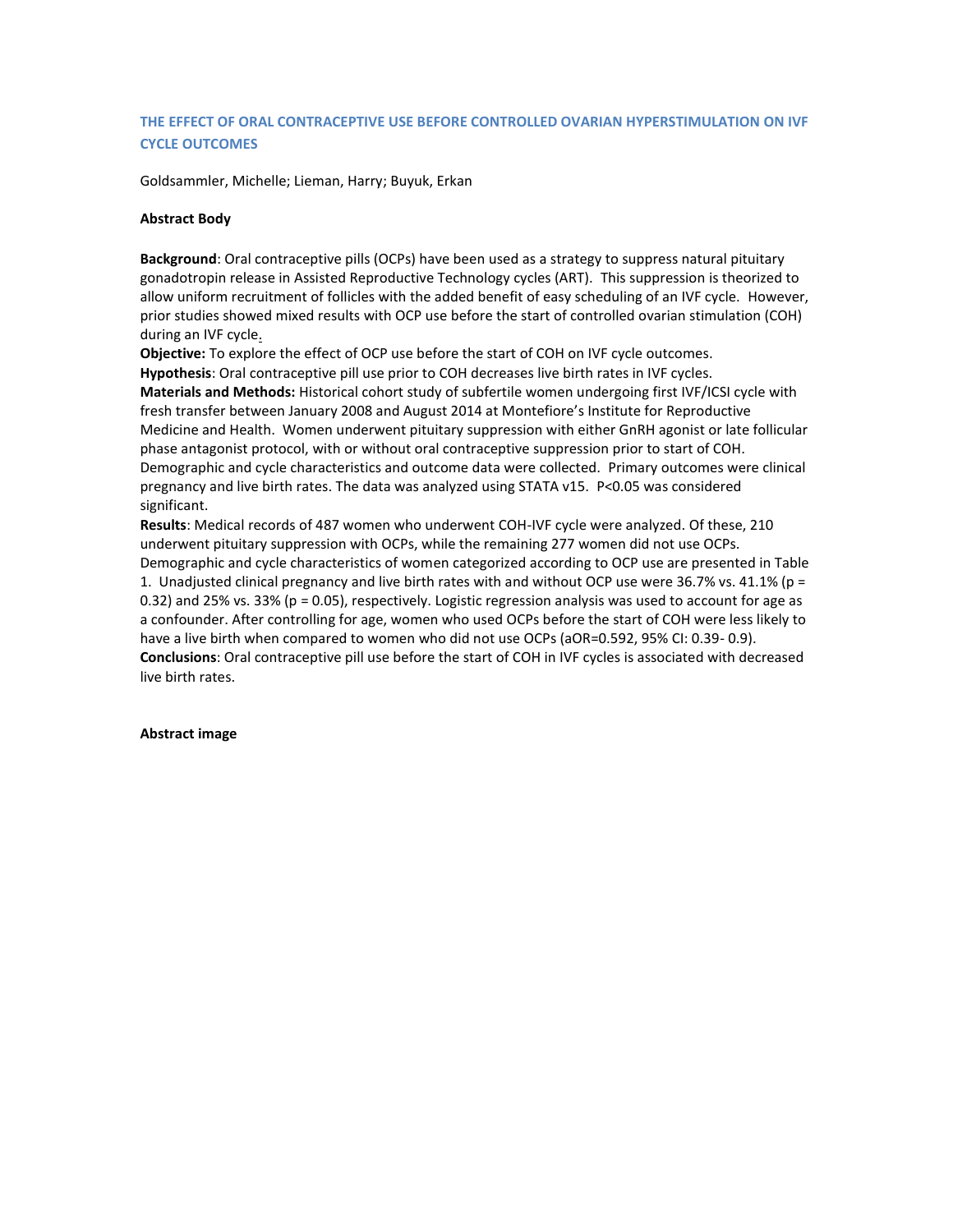# THE EFFECT OF ORAL CONTRACEPTIVE USE BEFORE CONTROLLED OVARIAN HYPERSTIMULATION ON IVF CYCLE OUTCOMES

Goldsammler, Michelle; Lieman, Harry; Buyuk, Erkan

### Abstract Body

**Background**: Oral contraceptive pills (OCPs) have been used as a strategy to suppress natural pituitary gonadotropin release in Assisted Reproductive Technology cycles (ART). This suppression is theorized to allow uniform recruitment of follicles with the added benefit of easy scheduling of an IVF cycle. However, prior studies showed mixed results with OCP use before the start of controlled ovarian stimulation (COH) during an IVF cycle.

**Objective:** To explore the effect of OCP use before the start of COH on IVF cycle outcomes.

**Hypothesis**: Oral contraceptive pill use prior to COH decreases live birth rates in IVF cycles.

**Materials and Methods:** Historical cohort study of subfertile women undergoing first IVF/ICSI cycle with fresh transfer between January 2008 and August 2014 at Montefiore's Institute for Reproductive Medicine and Health. Women underwent pituitary suppression with either GnRH agonist or late follicular phase antagonist protocol, with or without oral contraceptive suppression prior to start of COH. Demographic and cycle characteristics and outcome data were collected. Primary outcomes were clinical pregnancy and live birth rates. The data was analyzed using STATA v15. $P<0.05$ was considered significant.

**Results**: Medical records of 487 women who underwent COH-IVF cycle were analyzed. Of these, 210 underwent pituitary suppression with OCPs, while the remaining 277 women did not use OCPs. Demographic and cycle characteristics of women categorized according to OCP use are presented in Table 1. Unadjusted clinical pregnancy and live birth rates with and without OCP use were 36.7% vs. 41.1% ($p = 0.32$) and 25% vs. 33% ($p = 0.05$), respectively. Logistic regression analysis was used to account for age as a confounder. After controlling for age, women who used OCPs before the start of COH were less likely to have a live birth when compared to women who did not use OCPs (aOR=0.592, 95% CI: 0.39- 0.9).

**Conclusions**: Oral contraceptive pill use before the start of COH in IVF cycles is associated with decreased live birth rates.

### Abstract image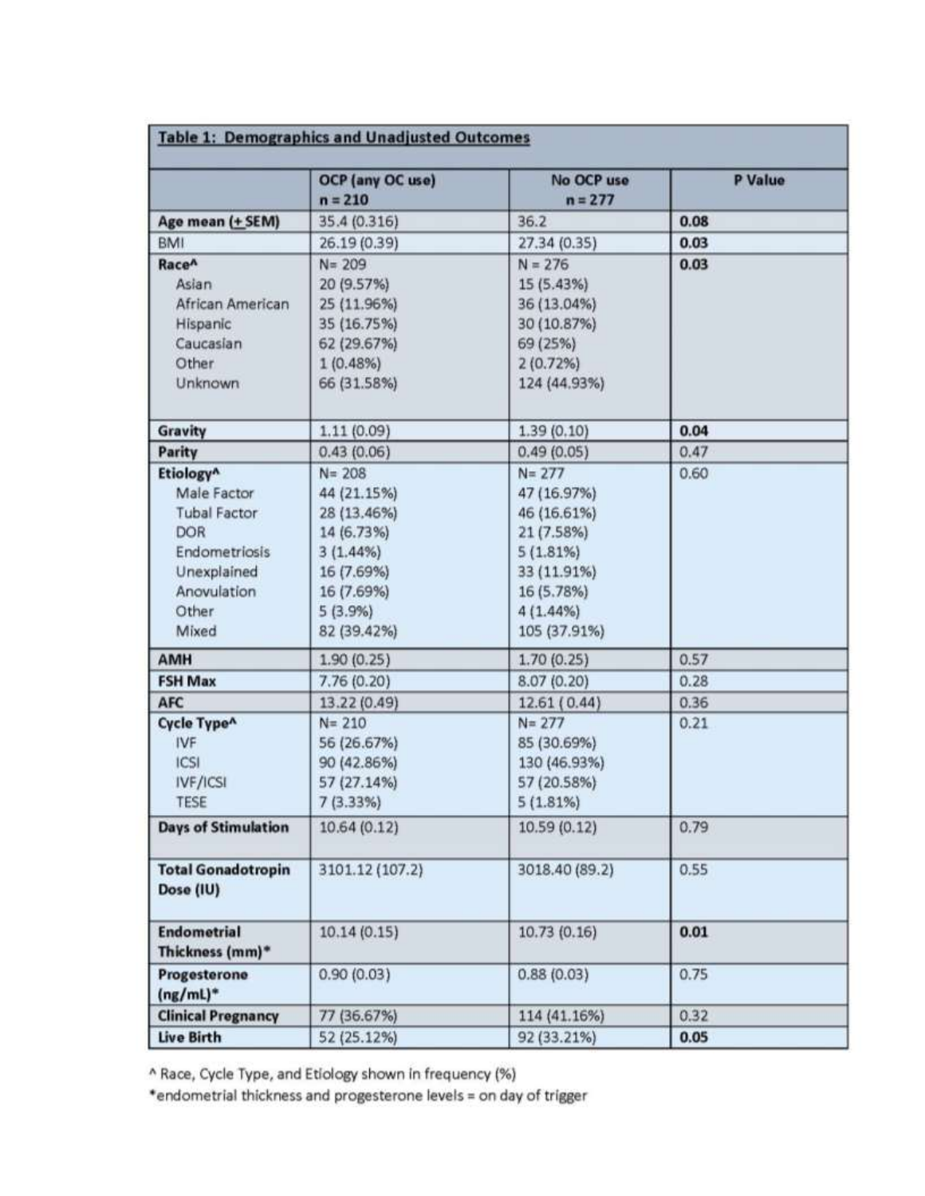| Table 1: Demographics and Unadjusted Outcomes | | | |
|---|---|---|---|
| | OCP (any OC use) n = 210 | No OCP use n = 277 | P Value |
| **Age mean (+SEM)** | 35.4 (0.316) | 36.2 | **0.08** |
| BMI | 26.19 (0.39) | 27.34 (0.35) | **0.03** |
| **Race^** | N= 209 | N = 276 | **0.03** |
| Asian | 20 (9.57%) | 15 (5.43%) | |
| African American | 25 (11.96%) | 36 (13.04%) | |
| Hispanic | 35 (16.75%) | 30 (10.87%) | |
| Caucasian | 62 (29.67%) | 69 (25%) | |
| Other | 1 (0.48%) | 2 (0.72%) | |
| Unknown | 66 (31.58%) | 124 (44.93%) | |
| **Gravity** | 1.11 (0.09) | 1.39 (0.10) | **0.04** |
| **Parity** | 0.43 (0.06) | 0.49 (0.05) | 0.47 |
| **Etiology^** | N= 208 | N= 277 | 0.60 |
| Male Factor | 44 (21.15%) | 47 (16.97%) | |
| Tubal Factor | 28 (13.46%) | 46 (16.61%) | |
| DOR | 14 (6.73%) | 21 (7.58%) | |
| Endometriosis | 3 (1.44%) | 5 (1.81%) | |
| Unexplained | 16 (7.69%) | 33 (11.91%) | |
| Anovulation | 16 (7.69%) | 16 (5.78%) | |
| Other | 5 (3.9%) | 4 (1.44%) | |
| Mixed | 82 (39.42%) | 105 (37.91%) | |
| **AMH** | 1.90 (0.25) | 1.70 (0.25) | 0.57 |
| **FSH Max** | 7.76 (0.20) | 8.07 (0.20) | 0.28 |
| **AFC** | 13.22 (0.49) | 12.61 (0.44) | 0.36 |
| **Cycle Type^** | N= 210 | N= 277 | 0.21 |
| IVF | 56 (26.67%) | 85 (30.69%) | |
| ICSI | 90 (42.86%) | 130 (46.93%) | |
| IVF/ICSI | 57 (27.14%) | 57 (20.58%) | |
| TESE | 7 (3.33%) | 5 (1.81%) | |
| **Days of Stimulation** | 10.64 (0.12) | 10.59 (0.12) | 0.79 |
| **Total Gonadotropin Dose (IU)** | 3101.12 (107.2) | 3018.40 (89.2) | 0.55 |
| **Endometrial Thickness (mm)*** | 10.14 (0.15) | 10.73 (0.16) | **0.01** |
| **Progesterone (ng/mL)*** | 0.90 (0.03) | 0.88 (0.03) | 0.75 |
| **Clinical Pregnancy** | 77 (36.67%) | 114 (41.16%) | 0.32 |
| **Live Birth** | 52 (25.12%) | 92 (33.21%) | **0.05** |

^ Race, Cycle Type, and Etiology shown in frequency (%)

*endometrial thickness and progesterone levels = on day of trigger